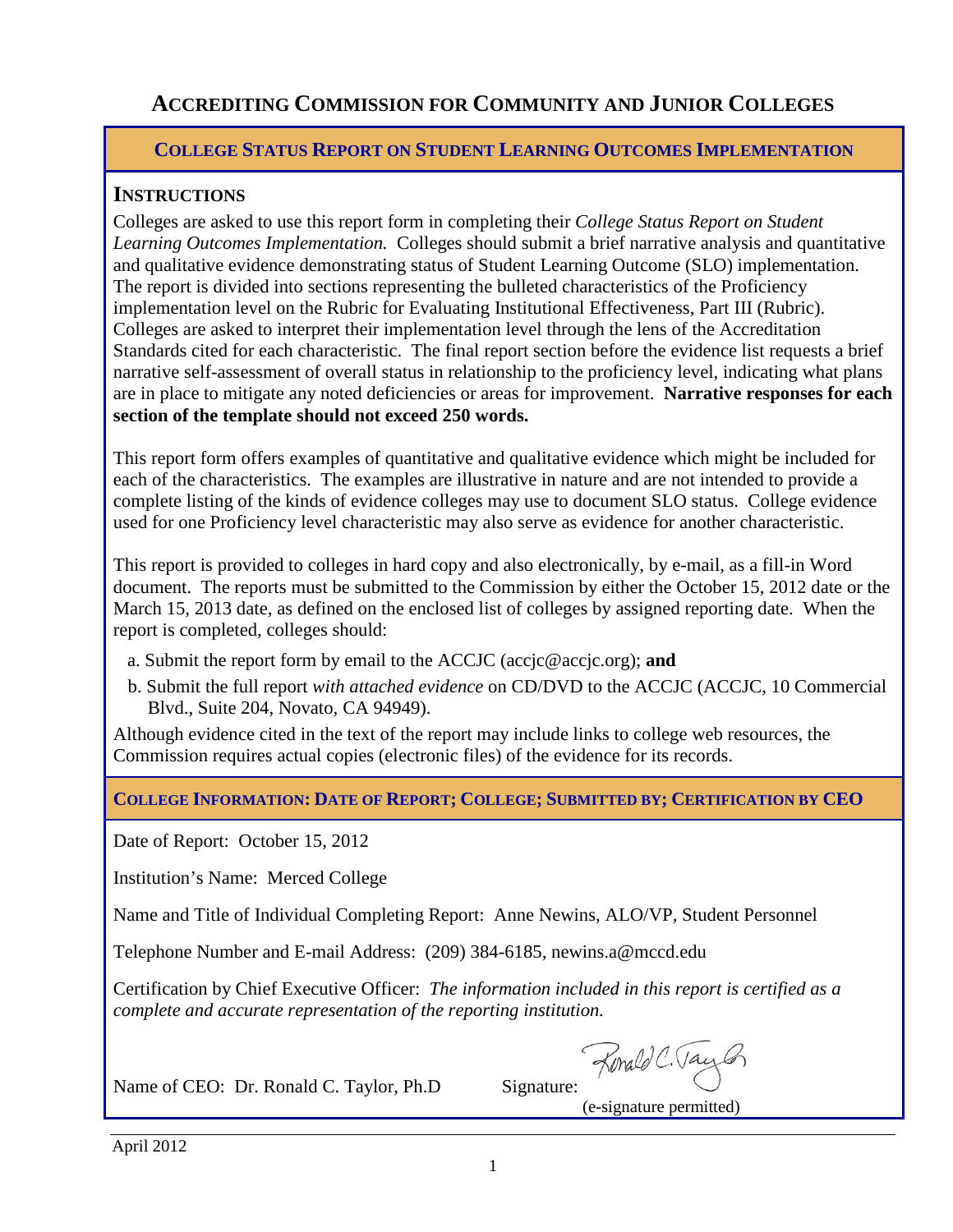# ACCREDITING COMMISSION FOR COMMUNITY AND JUNIOR COLLEGES

## COLLEGE STATUS REPORT ON STUDENT LEARNING OUTCOMES IMPLEMENTATION

### INSTRUCTIONS

Colleges are asked to use this report form in completing their *College Status Report on Student Learning Outcomes Implementation.* Colleges should submit a brief narrative analysis and quantitative and qualitative evidence demonstrating status of Student Learning Outcome (SLO) implementation. The report is divided into sections representing the bulleted characteristics of the Proficiency implementation level on the Rubric for Evaluating Institutional Effectiveness, Part III (Rubric). Colleges are asked to interpret their implementation level through the lens of the Accreditation Standards cited for each characteristic. The final report section before the evidence list requests a brief narrative self-assessment of overall status in relationship to the proficiency level, indicating what plans are in place to mitigate any noted deficiencies or areas for improvement. **Narrative responses for each section of the template should not exceed 250 words.**

This report form offers examples of quantitative and qualitative evidence which might be included for each of the characteristics. The examples are illustrative in nature and are not intended to provide a complete listing of the kinds of evidence colleges may use to document SLO status. College evidence used for one Proficiency level characteristic may also serve as evidence for another characteristic.

This report is provided to colleges in hard copy and also electronically, by e-mail, as a fill-in Word document. The reports must be submitted to the Commission by either the October 15, 2012 date or the March 15, 2013 date, as defined on the enclosed list of colleges by assigned reporting date. When the report is completed, colleges should:

a. Submit the report form by email to the ACCJC (accjc@accjc.org); **and**

b. Submit the full report *with attached evidence* on CD/DVD to the ACCJC (ACCJC, 10 Commercial Blvd., Suite 204, Novato, CA 94949).

Although evidence cited in the text of the report may include links to college web resources, the Commission requires actual copies (electronic files) of the evidence for its records.

## COLLEGE INFORMATION: DATE OF REPORT; COLLEGE; SUBMITTED BY; CERTIFICATION BY CEO

Date of Report: October 15, 2012

Institution's Name: Merced College

Name and Title of Individual Completing Report: Anne Newins, ALO/VP, Student Personnel

Telephone Number and E-mail Address: (209) 384-6185, newins.a@mccd.edu

Certification by Chief Executive Officer: *The information included in this report is certified as a complete and accurate representation of the reporting institution.*

Name of CEO: Dr. Ronald C. Taylor, Ph.D Signature: Ronald C. Taylor

(e-signature permitted)

April 2012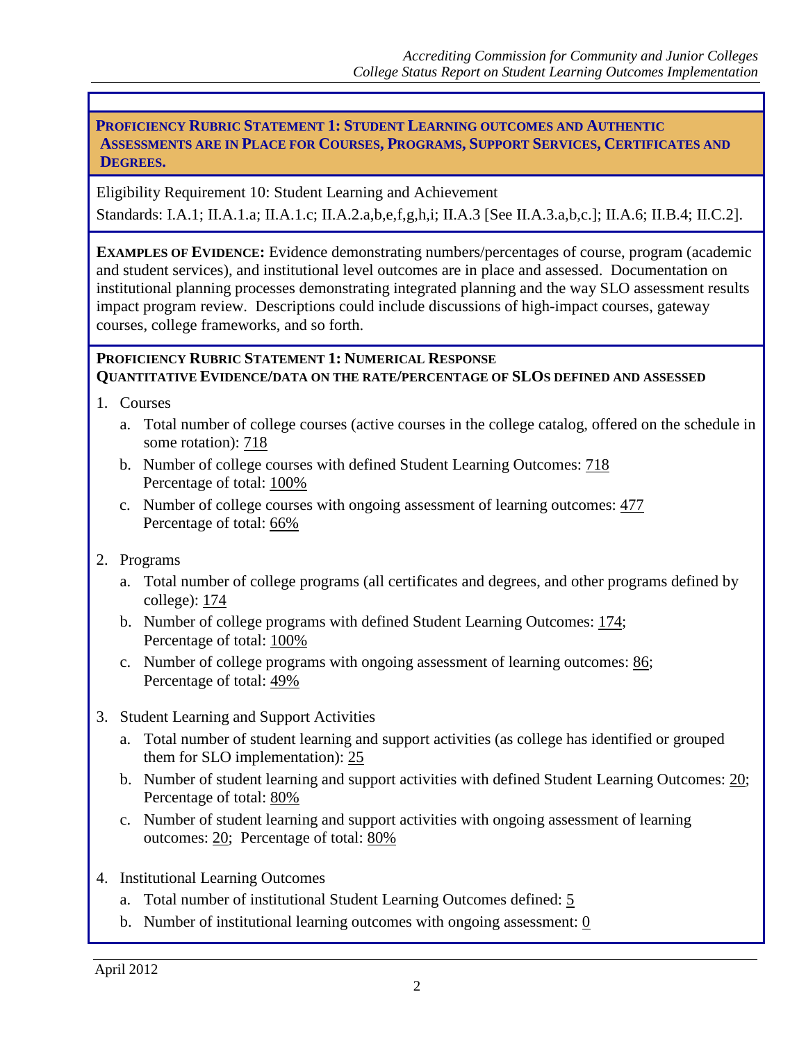## PROFICIENCY RUBRIC STATEMENT 1: STUDENT LEARNING OUTCOMES AND AUTHENTIC ASSESSMENTS ARE IN PLACE FOR COURSES, PROGRAMS, SUPPORT SERVICES, CERTIFICATES AND DEGREES.

Eligibility Requirement 10: Student Learning and Achievement

Standards: I.A.1; II.A.1.a; II.A.1.c; II.A.2.a,b,e,f,g,h,i; II.A.3 [See II.A.3.a,b,c.]; II.A.6; II.B.4; II.C.2].

**EXAMPLES OF EVIDENCE:** Evidence demonstrating numbers/percentages of course, program (academic and student services), and institutional level outcomes are in place and assessed. Documentation on institutional planning processes demonstrating integrated planning and the way SLO assessment results impact program review. Descriptions could include discussions of high-impact courses, gateway courses, college frameworks, and so forth.

**PROFICIENCY RUBRIC STATEMENT 1: NUMERICAL RESPONSE**
**QUANTITATIVE EVIDENCE/DATA ON THE RATE/PERCENTAGE OF SLOS DEFINED AND ASSESSED**

1. Courses
   a. Total number of college courses (active courses in the college catalog, offered on the schedule in some rotation): 718
   b. Number of college courses with defined Student Learning Outcomes: 718
      Percentage of total: 100%
   c. Number of college courses with ongoing assessment of learning outcomes: 477
      Percentage of total: 66%

2. Programs
   a. Total number of college programs (all certificates and degrees, and other programs defined by college): 174
   b. Number of college programs with defined Student Learning Outcomes: 174;
      Percentage of total: 100%
   c. Number of college programs with ongoing assessment of learning outcomes: 86;
      Percentage of total: 49%

3. Student Learning and Support Activities
   a. Total number of student learning and support activities (as college has identified or grouped them for SLO implementation): 25
   b. Number of student learning and support activities with defined Student Learning Outcomes: 20;
      Percentage of total: 80%
   c. Number of student learning and support activities with ongoing assessment of learning outcomes: 20; Percentage of total: 80%

4. Institutional Learning Outcomes
   a. Total number of institutional Student Learning Outcomes defined: 5
   b. Number of institutional learning outcomes with ongoing assessment: 0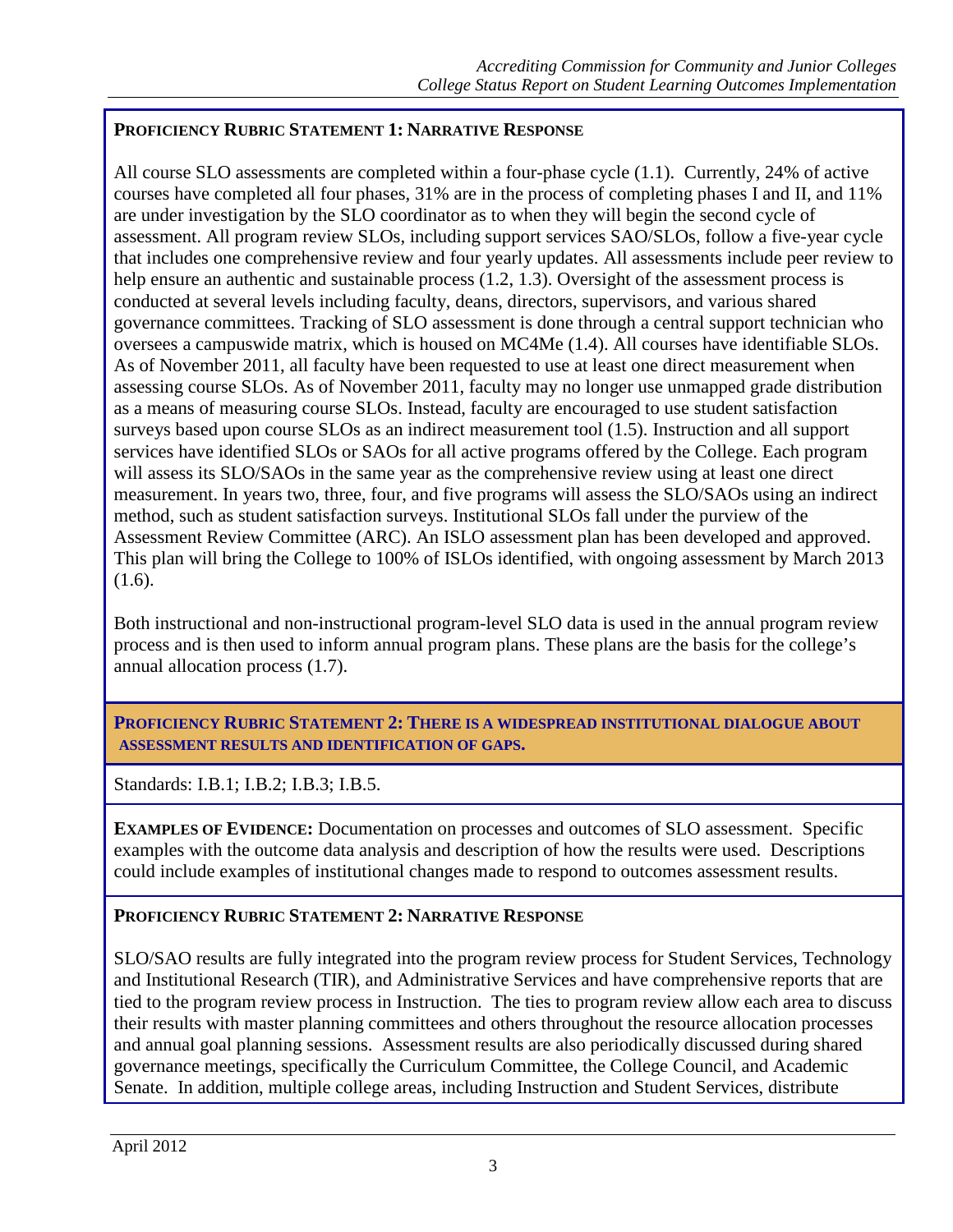**PROFICIENCY RUBRIC STATEMENT 1: NARRATIVE RESPONSE**

All course SLO assessments are completed within a four-phase cycle (1.1). Currently, 24% of active courses have completed all four phases, 31% are in the process of completing phases I and II, and 11% are under investigation by the SLO coordinator as to when they will begin the second cycle of assessment. All program review SLOs, including support services SAO/SLOs, follow a five-year cycle that includes one comprehensive review and four yearly updates. All assessments include peer review to help ensure an authentic and sustainable process (1.2, 1.3). Oversight of the assessment process is conducted at several levels including faculty, deans, directors, supervisors, and various shared governance committees. Tracking of SLO assessment is done through a central support technician who oversees a campuswide matrix, which is housed on MC4Me (1.4). All courses have identifiable SLOs. As of November 2011, all faculty have been requested to use at least one direct measurement when assessing course SLOs. As of November 2011, faculty may no longer use unmapped grade distribution as a means of measuring course SLOs. Instead, faculty are encouraged to use student satisfaction surveys based upon course SLOs as an indirect measurement tool (1.5). Instruction and all support services have identified SLOs or SAOs for all active programs offered by the College. Each program will assess its SLO/SAOs in the same year as the comprehensive review using at least one direct measurement. In years two, three, four, and five programs will assess the SLO/SAOs using an indirect method, such as student satisfaction surveys. Institutional SLOs fall under the purview of the Assessment Review Committee (ARC). An ISLO assessment plan has been developed and approved. This plan will bring the College to 100% of ISLOs identified, with ongoing assessment by March 2013 (1.6).

Both instructional and non-instructional program-level SLO data is used in the annual program review process and is then used to inform annual program plans. These plans are the basis for the college's annual allocation process (1.7).

**PROFICIENCY RUBRIC STATEMENT 2: THERE IS A WIDESPREAD INSTITUTIONAL DIALOGUE ABOUT ASSESSMENT RESULTS AND IDENTIFICATION OF GAPS.**

Standards: I.B.1; I.B.2; I.B.3; I.B.5.

**EXAMPLES OF EVIDENCE:** Documentation on processes and outcomes of SLO assessment. Specific examples with the outcome data analysis and description of how the results were used. Descriptions could include examples of institutional changes made to respond to outcomes assessment results.

**PROFICIENCY RUBRIC STATEMENT 2: NARRATIVE RESPONSE**

SLO/SAO results are fully integrated into the program review process for Student Services, Technology and Institutional Research (TIR), and Administrative Services and have comprehensive reports that are tied to the program review process in Instruction. The ties to program review allow each area to discuss their results with master planning committees and others throughout the resource allocation processes and annual goal planning sessions. Assessment results are also periodically discussed during shared governance meetings, specifically the Curriculum Committee, the College Council, and Academic Senate. In addition, multiple college areas, including Instruction and Student Services, distribute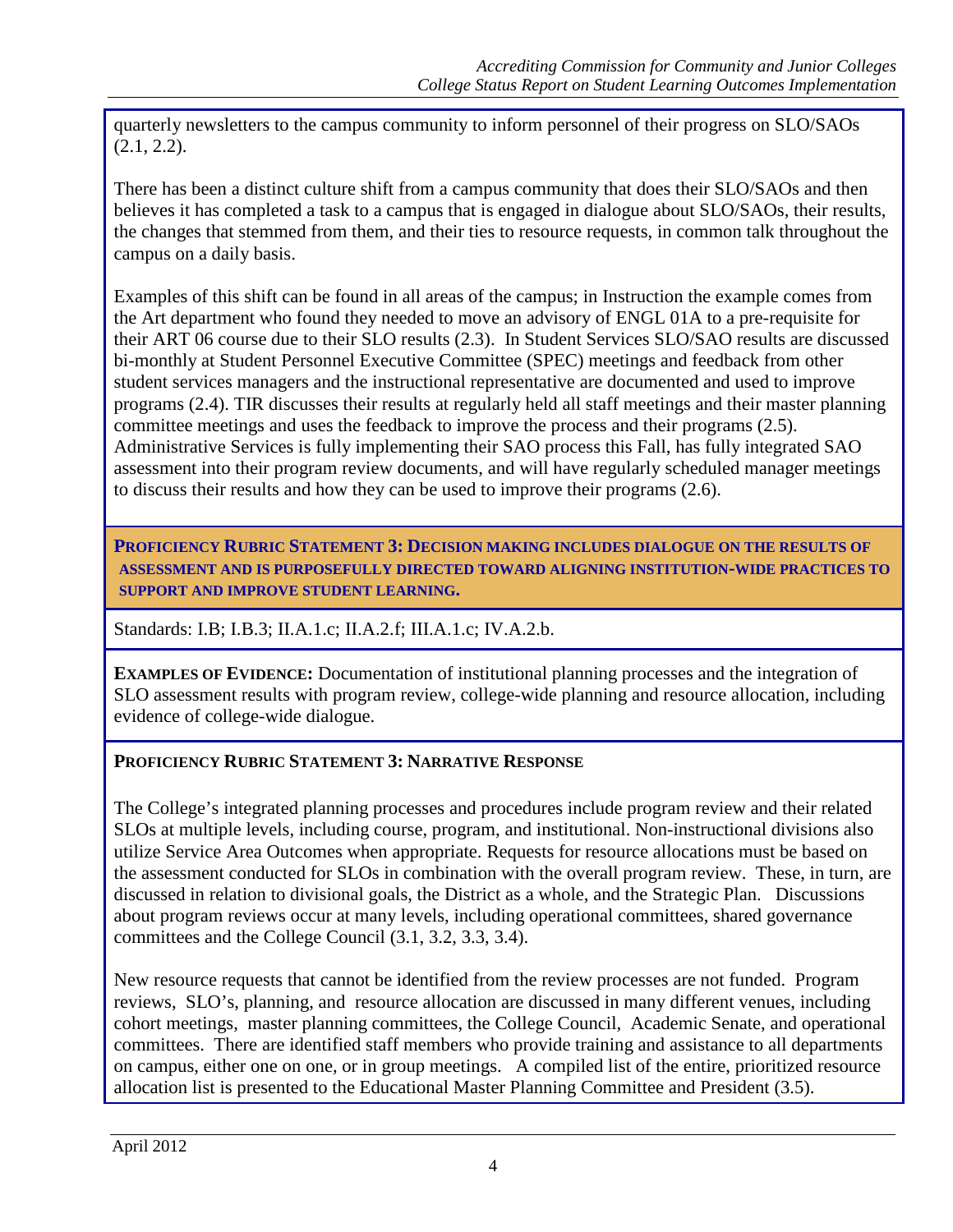quarterly newsletters to the campus community to inform personnel of their progress on SLO/SAOs (2.1, 2.2).

There has been a distinct culture shift from a campus community that does their SLO/SAOs and then believes it has completed a task to a campus that is engaged in dialogue about SLO/SAOs, their results, the changes that stemmed from them, and their ties to resource requests, in common talk throughout the campus on a daily basis.

Examples of this shift can be found in all areas of the campus; in Instruction the example comes from the Art department who found they needed to move an advisory of ENGL 01A to a pre-requisite for their ART 06 course due to their SLO results (2.3). In Student Services SLO/SAO results are discussed bi-monthly at Student Personnel Executive Committee (SPEC) meetings and feedback from other student services managers and the instructional representative are documented and used to improve programs (2.4). TIR discusses their results at regularly held all staff meetings and their master planning committee meetings and uses the feedback to improve the process and their programs (2.5). Administrative Services is fully implementing their SAO process this Fall, has fully integrated SAO assessment into their program review documents, and will have regularly scheduled manager meetings to discuss their results and how they can be used to improve their programs (2.6).

## PROFICIENCY RUBRIC STATEMENT 3: DECISION MAKING INCLUDES DIALOGUE ON THE RESULTS OF ASSESSMENT AND IS PURPOSEFULLY DIRECTED TOWARD ALIGNING INSTITUTION-WIDE PRACTICES TO SUPPORT AND IMPROVE STUDENT LEARNING.

Standards: I.B; I.B.3; II.A.1.c; II.A.2.f; III.A.1.c; IV.A.2.b.

**EXAMPLES OF EVIDENCE:** Documentation of institutional planning processes and the integration of SLO assessment results with program review, college-wide planning and resource allocation, including evidence of college-wide dialogue.

### PROFICIENCY RUBRIC STATEMENT 3: NARRATIVE RESPONSE

The College's integrated planning processes and procedures include program review and their related SLOs at multiple levels, including course, program, and institutional. Non-instructional divisions also utilize Service Area Outcomes when appropriate. Requests for resource allocations must be based on the assessment conducted for SLOs in combination with the overall program review. These, in turn, are discussed in relation to divisional goals, the District as a whole, and the Strategic Plan. Discussions about program reviews occur at many levels, including operational committees, shared governance committees and the College Council (3.1, 3.2, 3.3, 3.4).

New resource requests that cannot be identified from the review processes are not funded. Program reviews, SLO's, planning, and resource allocation are discussed in many different venues, including cohort meetings, master planning committees, the College Council, Academic Senate, and operational committees. There are identified staff members who provide training and assistance to all departments on campus, either one on one, or in group meetings. A compiled list of the entire, prioritized resource allocation list is presented to the Educational Master Planning Committee and President (3.5).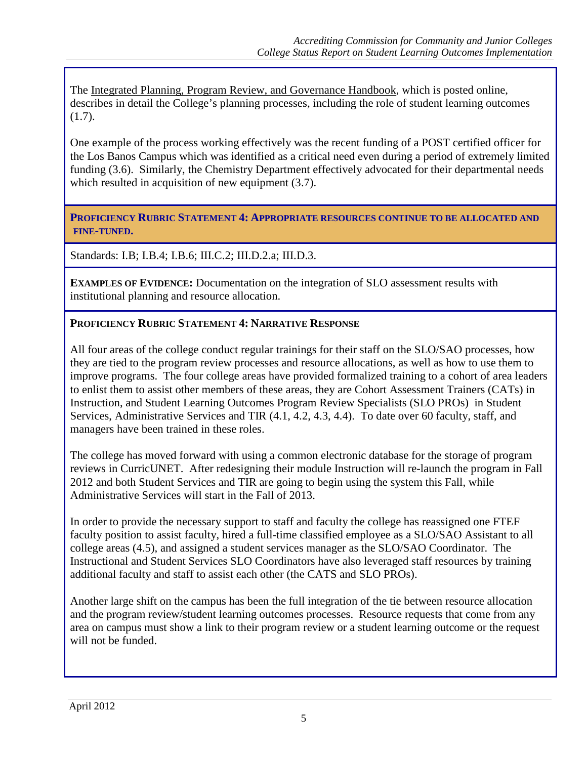The Integrated Planning, Program Review, and Governance Handbook, which is posted online, describes in detail the College's planning processes, including the role of student learning outcomes (1.7).

One example of the process working effectively was the recent funding of a POST certified officer for the Los Banos Campus which was identified as a critical need even during a period of extremely limited funding (3.6). Similarly, the Chemistry Department effectively advocated for their departmental needs which resulted in acquisition of new equipment (3.7).

### PROFICIENCY RUBRIC STATEMENT 4: APPROPRIATE RESOURCES CONTINUE TO BE ALLOCATED AND FINE-TUNED.

Standards: I.B; I.B.4; I.B.6; III.C.2; III.D.2.a; III.D.3.

**EXAMPLES OF EVIDENCE:** Documentation on the integration of SLO assessment results with institutional planning and resource allocation.

### PROFICIENCY RUBRIC STATEMENT 4: NARRATIVE RESPONSE

All four areas of the college conduct regular trainings for their staff on the SLO/SAO processes, how they are tied to the program review processes and resource allocations, as well as how to use them to improve programs. The four college areas have provided formalized training to a cohort of area leaders to enlist them to assist other members of these areas, they are Cohort Assessment Trainers (CATs) in Instruction, and Student Learning Outcomes Program Review Specialists (SLO PROs) in Student Services, Administrative Services and TIR (4.1, 4.2, 4.3, 4.4). To date over 60 faculty, staff, and managers have been trained in these roles.

The college has moved forward with using a common electronic database for the storage of program reviews in CurricUNET. After redesigning their module Instruction will re-launch the program in Fall 2012 and both Student Services and TIR are going to begin using the system this Fall, while Administrative Services will start in the Fall of 2013.

In order to provide the necessary support to staff and faculty the college has reassigned one FTEF faculty position to assist faculty, hired a full-time classified employee as a SLO/SAO Assistant to all college areas (4.5), and assigned a student services manager as the SLO/SAO Coordinator. The Instructional and Student Services SLO Coordinators have also leveraged staff resources by training additional faculty and staff to assist each other (the CATS and SLO PROs).

Another large shift on the campus has been the full integration of the tie between resource allocation and the program review/student learning outcomes processes. Resource requests that come from any area on campus must show a link to their program review or a student learning outcome or the request will not be funded.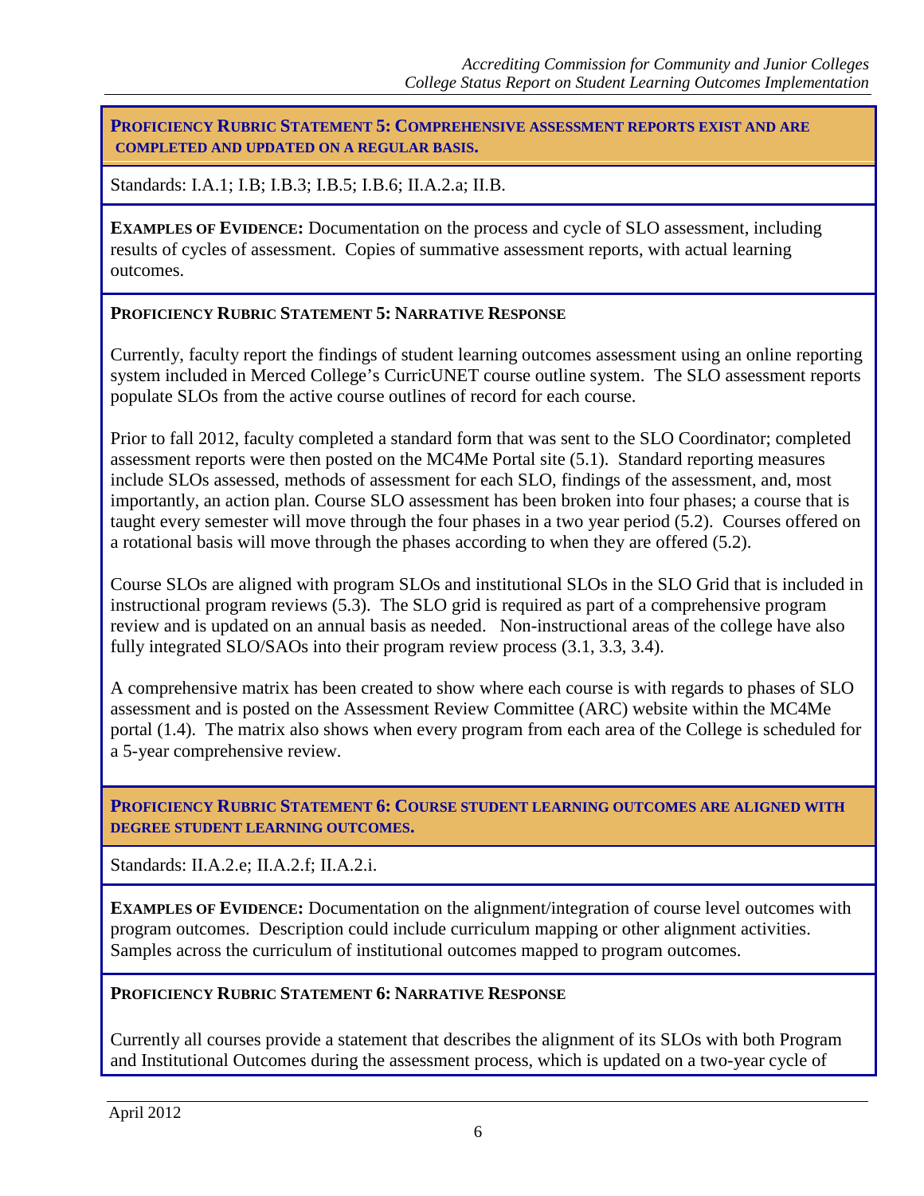**PROFICIENCY RUBRIC STATEMENT 5: COMPREHENSIVE ASSESSMENT REPORTS EXIST AND ARE COMPLETED AND UPDATED ON A REGULAR BASIS.**

Standards: I.A.1; I.B; I.B.3; I.B.5; I.B.6; II.A.2.a; II.B.

**EXAMPLES OF EVIDENCE:** Documentation on the process and cycle of SLO assessment, including results of cycles of assessment. Copies of summative assessment reports, with actual learning outcomes.

**PROFICIENCY RUBRIC STATEMENT 5: NARRATIVE RESPONSE**

Currently, faculty report the findings of student learning outcomes assessment using an online reporting system included in Merced College's CurricUNET course outline system. The SLO assessment reports populate SLOs from the active course outlines of record for each course.

Prior to fall 2012, faculty completed a standard form that was sent to the SLO Coordinator; completed assessment reports were then posted on the MC4Me Portal site (5.1). Standard reporting measures include SLOs assessed, methods of assessment for each SLO, findings of the assessment, and, most importantly, an action plan. Course SLO assessment has been broken into four phases; a course that is taught every semester will move through the four phases in a two year period (5.2). Courses offered on a rotational basis will move through the phases according to when they are offered (5.2).

Course SLOs are aligned with program SLOs and institutional SLOs in the SLO Grid that is included in instructional program reviews (5.3). The SLO grid is required as part of a comprehensive program review and is updated on an annual basis as needed. Non-instructional areas of the college have also fully integrated SLO/SAOs into their program review process (3.1, 3.3, 3.4).

A comprehensive matrix has been created to show where each course is with regards to phases of SLO assessment and is posted on the Assessment Review Committee (ARC) website within the MC4Me portal (1.4). The matrix also shows when every program from each area of the College is scheduled for a 5-year comprehensive review.

**PROFICIENCY RUBRIC STATEMENT 6: COURSE STUDENT LEARNING OUTCOMES ARE ALIGNED WITH DEGREE STUDENT LEARNING OUTCOMES.**

Standards: II.A.2.e; II.A.2.f; II.A.2.i.

**EXAMPLES OF EVIDENCE:** Documentation on the alignment/integration of course level outcomes with program outcomes. Description could include curriculum mapping or other alignment activities. Samples across the curriculum of institutional outcomes mapped to program outcomes.

**PROFICIENCY RUBRIC STATEMENT 6: NARRATIVE RESPONSE**

Currently all courses provide a statement that describes the alignment of its SLOs with both Program and Institutional Outcomes during the assessment process, which is updated on a two-year cycle of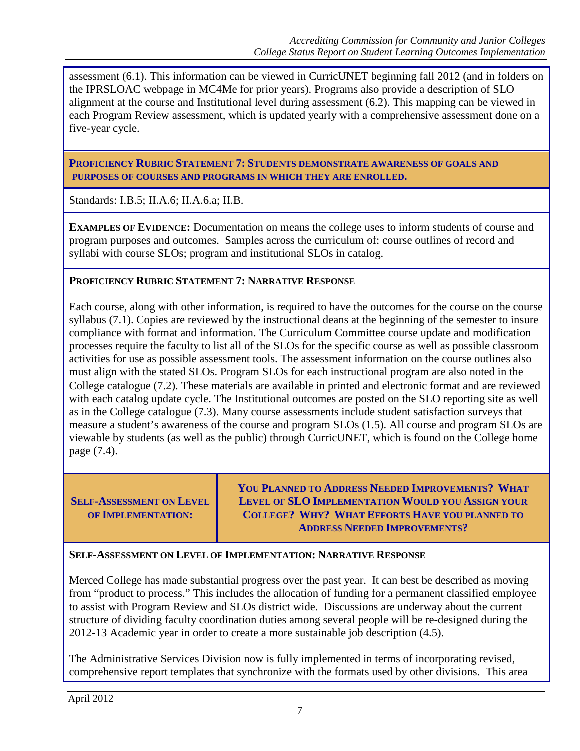assessment (6.1). This information can be viewed in CurricUNET beginning fall 2012 (and in folders on the IPRSLOAC webpage in MC4Me for prior years). Programs also provide a description of SLO alignment at the course and Institutional level during assessment (6.2). This mapping can be viewed in each Program Review assessment, which is updated yearly with a comprehensive assessment done on a five-year cycle.

**PROFICIENCY RUBRIC STATEMENT 7: STUDENTS DEMONSTRATE AWARENESS OF GOALS AND PURPOSES OF COURSES AND PROGRAMS IN WHICH THEY ARE ENROLLED.**

Standards: I.B.5; II.A.6; II.A.6.a; II.B.

**EXAMPLES OF EVIDENCE:** Documentation on means the college uses to inform students of course and program purposes and outcomes. Samples across the curriculum of: course outlines of record and syllabi with course SLOs; program and institutional SLOs in catalog.

**PROFICIENCY RUBRIC STATEMENT 7: NARRATIVE RESPONSE**

Each course, along with other information, is required to have the outcomes for the course on the course syllabus (7.1). Copies are reviewed by the instructional deans at the beginning of the semester to insure compliance with format and information. The Curriculum Committee course update and modification processes require the faculty to list all of the SLOs for the specific course as well as possible classroom activities for use as possible assessment tools. The assessment information on the course outlines also must align with the stated SLOs. Program SLOs for each instructional program are also noted in the College catalogue (7.2). These materials are available in printed and electronic format and are reviewed with each catalog update cycle. The Institutional outcomes are posted on the SLO reporting site as well as in the College catalogue (7.3). Many course assessments include student satisfaction surveys that measure a student's awareness of the course and program SLOs (1.5). All course and program SLOs are viewable by students (as well as the public) through CurricUNET, which is found on the College home page (7.4).

| **SELF-ASSESSMENT ON LEVEL OF IMPLEMENTATION:** | **YOU PLANNED TO ADDRESS NEEDED IMPROVEMENTS? WHAT LEVEL OF SLO IMPLEMENTATION WOULD YOU ASSIGN YOUR COLLEGE? WHY? WHAT EFFORTS HAVE YOU PLANNED TO ADDRESS NEEDED IMPROVEMENTS?** |
|---|---|

**SELF-ASSESSMENT ON LEVEL OF IMPLEMENTATION: NARRATIVE RESPONSE**

Merced College has made substantial progress over the past year. It can best be described as moving from "product to process." This includes the allocation of funding for a permanent classified employee to assist with Program Review and SLOs district wide. Discussions are underway about the current structure of dividing faculty coordination duties among several people will be re-designed during the 2012-13 Academic year in order to create a more sustainable job description (4.5).

The Administrative Services Division now is fully implemented in terms of incorporating revised, comprehensive report templates that synchronize with the formats used by other divisions. This area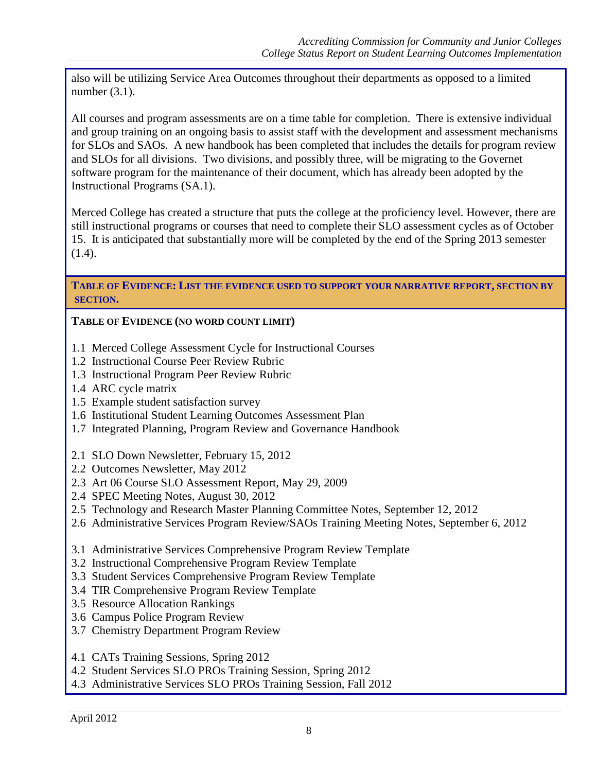also will be utilizing Service Area Outcomes throughout their departments as opposed to a limited number (3.1).

All courses and program assessments are on a time table for completion. There is extensive individual and group training on an ongoing basis to assist staff with the development and assessment mechanisms for SLOs and SAOs. A new handbook has been completed that includes the details for program review and SLOs for all divisions. Two divisions, and possibly three, will be migrating to the Governet software program for the maintenance of their document, which has already been adopted by the Instructional Programs (SA.1).

Merced College has created a structure that puts the college at the proficiency level. However, there are still instructional programs or courses that need to complete their SLO assessment cycles as of October 15. It is anticipated that substantially more will be completed by the end of the Spring 2013 semester (1.4).

**TABLE OF EVIDENCE: LIST THE EVIDENCE USED TO SUPPORT YOUR NARRATIVE REPORT, SECTION BY SECTION.**

**TABLE OF EVIDENCE (NO WORD COUNT LIMIT)**

1.1 Merced College Assessment Cycle for Instructional Courses
1.2 Instructional Course Peer Review Rubric
1.3 Instructional Program Peer Review Rubric
1.4 ARC cycle matrix
1.5 Example student satisfaction survey
1.6 Institutional Student Learning Outcomes Assessment Plan
1.7 Integrated Planning, Program Review and Governance Handbook

2.1 SLO Down Newsletter, February 15, 2012
2.2 Outcomes Newsletter, May 2012
2.3 Art 06 Course SLO Assessment Report, May 29, 2009
2.4 SPEC Meeting Notes, August 30, 2012
2.5 Technology and Research Master Planning Committee Notes, September 12, 2012
2.6 Administrative Services Program Review/SAOs Training Meeting Notes, September 6, 2012

3.1 Administrative Services Comprehensive Program Review Template
3.2 Instructional Comprehensive Program Review Template
3.3 Student Services Comprehensive Program Review Template
3.4 TIR Comprehensive Program Review Template
3.5 Resource Allocation Rankings
3.6 Campus Police Program Review
3.7 Chemistry Department Program Review

4.1 CATs Training Sessions, Spring 2012
4.2 Student Services SLO PROs Training Session, Spring 2012
4.3 Administrative Services SLO PROs Training Session, Fall 2012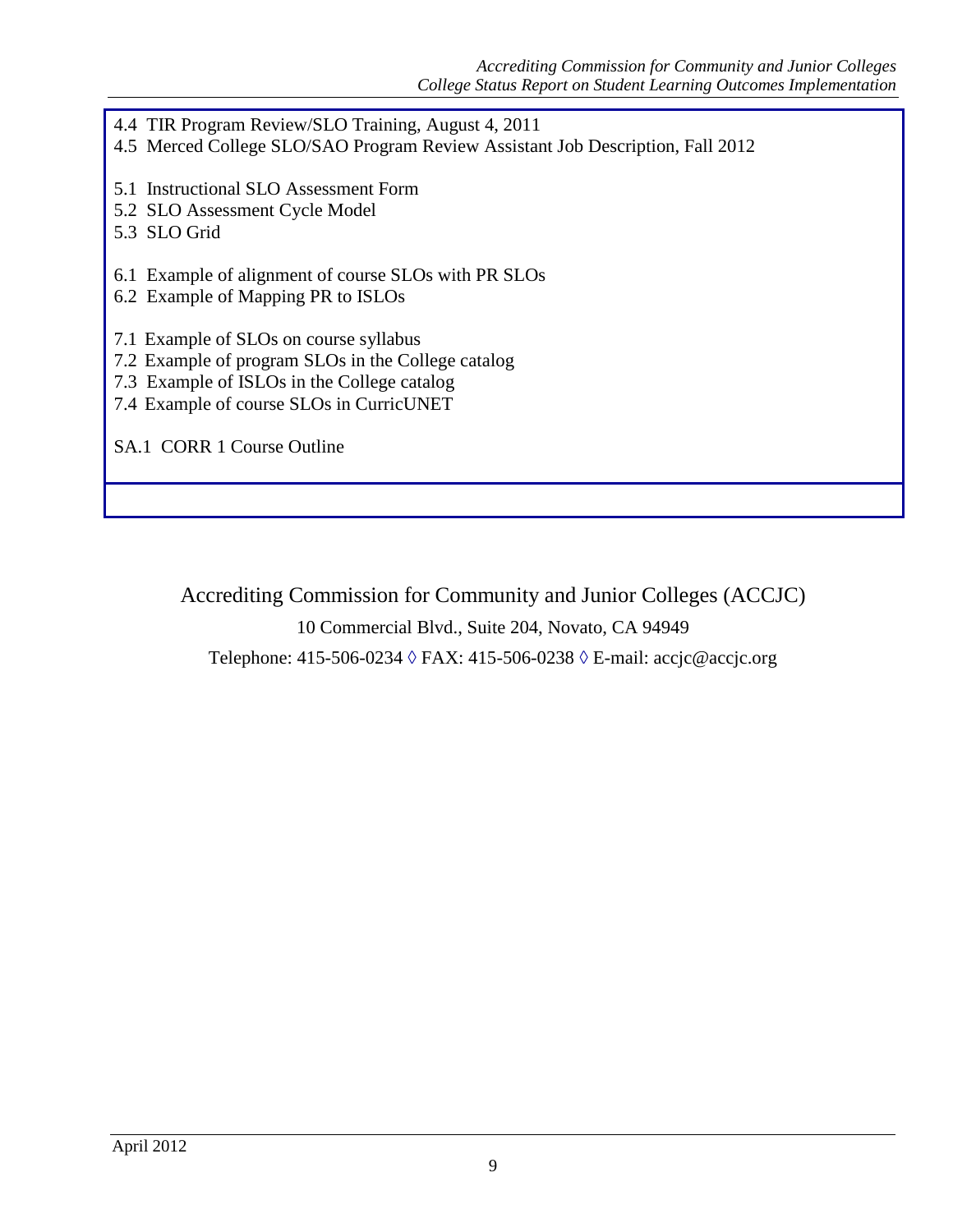4.4 TIR Program Review/SLO Training, August 4, 2011
4.5 Merced College SLO/SAO Program Review Assistant Job Description, Fall 2012

5.1 Instructional SLO Assessment Form
5.2 SLO Assessment Cycle Model
5.3 SLO Grid

6.1 Example of alignment of course SLOs with PR SLOs
6.2 Example of Mapping PR to ISLOs

7.1 Example of SLOs on course syllabus
7.2 Example of program SLOs in the College catalog
7.3 Example of ISLOs in the College catalog
7.4 Example of course SLOs in CurricUNET

SA.1 CORR 1 Course Outline

Accrediting Commission for Community and Junior Colleges (ACCJC)

10 Commercial Blvd., Suite 204, Novato, CA 94949

Telephone: 415-506-0234 ◊ FAX: 415-506-0238 ◊ E-mail: accjc@accjc.org

April 2012